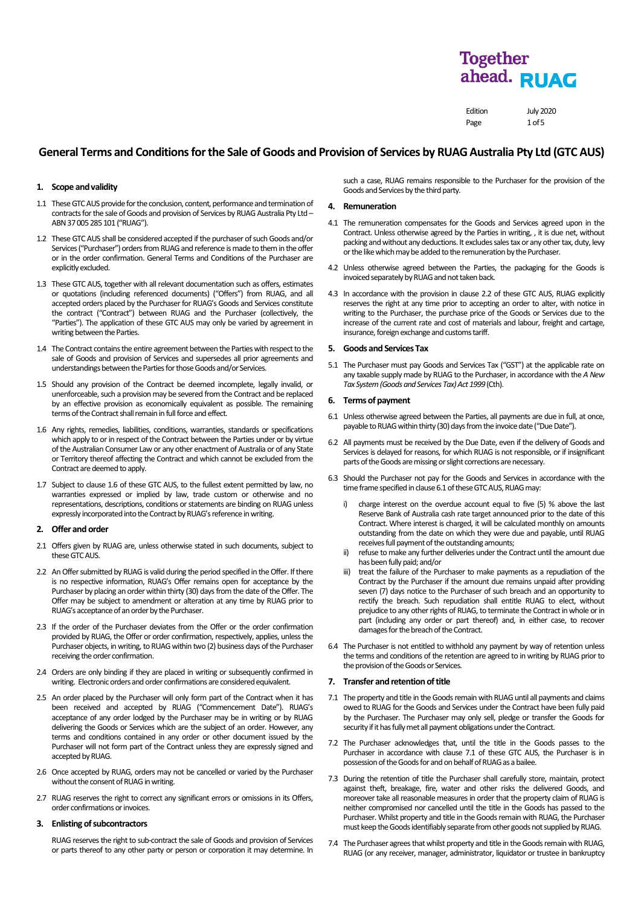Together ahead. RUAG

Edition July 2020

# General Terms and Conditions for the Sale of Goods and Provision of Services by RUAG Australia Pty Ltd (GTC AUS)

## 1. Scope and validity

1.1 These GTC AUS provide for the conclusion, content, performance and termination of contracts for the sale of Goods and provision of Services by RUAG Australia Pty Ltd – ABN 37 005 285 101 ("RUAG").

1.2 These GTC AUS shall be considered accepted if the purchaser of such Goods and/or Services ("Purchaser") orders from RUAG and reference is made to them in the offer or in the order confirmation. General Terms and Conditions of the Purchaser are explicitly excluded.

1.3 These GTC AUS, together with all relevant documentation such as offers, estimates or quotations (including referenced documents) ("Offers") from RUAG, and all accepted orders placed by the Purchaser for RUAG's Goods and Services constitute the contract ("Contract") between RUAG and the Purchaser (collectively, the "Parties"). The application of these GTC AUS may only be varied by agreement in writing between the Parties.

1.4 The Contract contains the entire agreement between the Parties with respect to the sale of Goods and provision of Services and supersedes all prior agreements and understandings between the Parties for those Goods and/or Services.

1.5 Should any provision of the Contract be deemed incomplete, legally invalid, or unenforceable, such a provision may be severed from the Contract and be replaced by an effective provision as economically equivalent as possible. The remaining terms of the Contract shall remain in full force and effect.

1.6 Any rights, remedies, liabilities, conditions, warranties, standards or specifications which apply to or in respect of the Contract between the Parties under or by virtue of the Australian Consumer Law or any other enactment of Australia or of any State or Territory thereof affecting the Contract and which cannot be excluded from the Contract are deemed to apply.

1.7 Subject to clause 1.6 of these GTC AUS, to the fullest extent permitted by law, no warranties expressed or implied by law, trade custom or otherwise and no representations, descriptions, conditions or statements are binding on RUAG unless expressly incorporated into the Contract by RUAG's reference in writing.

## 2. Offer and order

2.1 Offers given by RUAG are, unless otherwise stated in such documents, subject to these GTC AUS.

2.2 An Offer submitted by RUAG is valid during the period specified in the Offer. If there is no respective information, RUAG's Offer remains open for acceptance by the Purchaser by placing an order within thirty (30) days from the date of the Offer. The Offer may be subject to amendment or alteration at any time by RUAG prior to RUAG's acceptance of an order by the Purchaser.

2.3 If the order of the Purchaser deviates from the Offer or the order confirmation provided by RUAG, the Offer or order confirmation, respectively, applies, unless the Purchaser objects, in writing, to RUAG within two (2) business days of the Purchaser receiving the order confirmation.

2.4 Orders are only binding if they are placed in writing or subsequently confirmed in writing. Electronic orders and order confirmations are considered equivalent.

2.5 An order placed by the Purchaser will only form part of the Contract when it has been received and accepted by RUAG ("Commencement Date"). RUAG's acceptance of any order lodged by the Purchaser may be in writing or by RUAG delivering the Goods or Services which are the subject of an order. However, any terms and conditions contained in any order or other document issued by the Purchaser will not form part of the Contract unless they are expressly signed and accepted by RUAG.

2.6 Once accepted by RUAG, orders may not be cancelled or varied by the Purchaser without the consent of RUAG in writing.

2.7 RUAG reserves the right to correct any significant errors or omissions in its Offers, order confirmations or invoices.

## 3. Enlisting of subcontractors

RUAG reserves the right to sub-contract the sale of Goods and provision of Services or parts thereof to any other party or person or corporation it may determine. In such a case, RUAG remains responsible to the Purchaser for the provision of the Goods and Services by the third party.

## 4. Remuneration

4.1 The remuneration compensates for the Goods and Services agreed upon in the Contract. Unless otherwise agreed by the Parties in writing, , it is due net, without packing and without any deductions. It excludes sales tax or any other tax, duty, levy or the like which may be added to the remuneration by the Purchaser.

4.2 Unless otherwise agreed between the Parties, the packaging for the Goods is invoiced separately by RUAG and not taken back.

4.3 In accordance with the provision in clause 2.2 of these GTC AUS, RUAG explicitly reserves the right at any time prior to accepting an order to alter, with notice in writing to the Purchaser, the purchase price of the Goods or Services due to the increase of the current rate and cost of materials and labour, freight and cartage, insurance, foreign exchange and customs tariff.

## 5. Goods and Services Tax

5.1 The Purchaser must pay Goods and Services Tax ("GST") at the applicable rate on any taxable supply made by RUAG to the Purchaser, in accordance with the *A New Tax System (Goods and Services Tax) Act 1999* (Cth).

## 6. Terms of payment

6.1 Unless otherwise agreed between the Parties, all payments are due in full, at once, payable to RUAG within thirty (30) days from the invoice date ("Due Date").

6.2 All payments must be received by the Due Date, even if the delivery of Goods and Services is delayed for reasons, for which RUAG is not responsible, or if insignificant parts of the Goods are missing or slight corrections are necessary.

6.3 Should the Purchaser not pay for the Goods and Services in accordance with the time frame specified in clause 6.1 of these GTC AUS, RUAG may:

i) charge interest on the overdue account equal to five (5) % above the last Reserve Bank of Australia cash rate target announced prior to the date of this Contract. Where interest is charged, it will be calculated monthly on amounts outstanding from the date on which they were due and payable, until RUAG receives full payment of the outstanding amounts;

ii) refuse to make any further deliveries under the Contract until the amount due has been fully paid; and/or

iii) treat the failure of the Purchaser to make payments as a repudiation of the Contract by the Purchaser if the amount due remains unpaid after providing seven (7) days notice to the Purchaser of such breach and an opportunity to rectify the breach. Such repudiation shall entitle RUAG to elect, without prejudice to any other rights of RUAG, to terminate the Contract in whole or in part (including any order or part thereof) and, in either case, to recover damages for the breach of the Contract.

6.4 The Purchaser is not entitled to withhold any payment by way of retention unless the terms and conditions of the retention are agreed to in writing by RUAG prior to the provision of the Goods or Services.

## 7. Transfer and retention of title

7.1 The property and title in the Goods remain with RUAG until all payments and claims owed to RUAG for the Goods and Services under the Contract have been fully paid by the Purchaser. The Purchaser may only sell, pledge or transfer the Goods for security if it has fully met all payment obligations under the Contract.

7.2 The Purchaser acknowledges that, until the title in the Goods passes to the Purchaser in accordance with clause 7.1 of these GTC AUS, the Purchaser is in possession of the Goods for and on behalf of RUAG as a bailee.

7.3 During the retention of title the Purchaser shall carefully store, maintain, protect against theft, breakage, fire, water and other risks the delivered Goods, and moreover take all reasonable measures in order that the property claim of RUAG is neither compromised nor cancelled until the title in the Goods has passed to the Purchaser. Whilst property and title in the Goods remain with RUAG, the Purchaser must keep the Goods identifiably separate from other goods not supplied by RUAG.

7.4 The Purchaser agrees that whilst property and title in the Goods remain with RUAG, RUAG (or any receiver, manager, administrator, liquidator or trustee in bankruptcy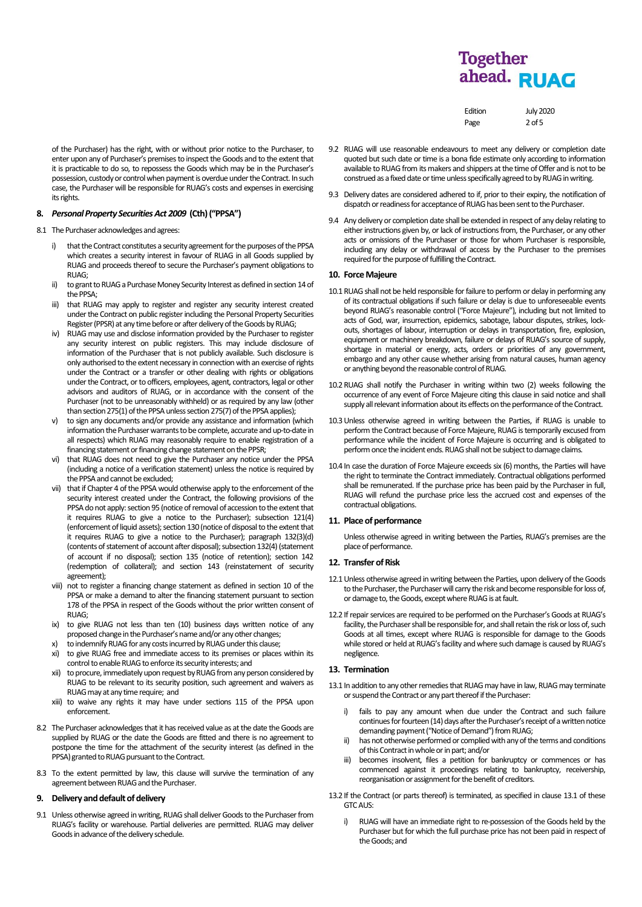of the Purchaser) has the right, with or without prior notice to the Purchaser, to enter upon any of Purchaser's premises to inspect the Goods and to the extent that it is practicable to do so, to repossess the Goods which may be in the Purchaser's possession, custody or control when payment is overdue under the Contract. In such case, the Purchaser will be responsible for RUAG's costs and expenses in exercising its rights.

## 8. *Personal Property Securities Act 2009* (Cth) ("PPSA")

8.1 The Purchaser acknowledges and agrees:

i) that the Contract constitutes a security agreement for the purposes of the PPSA which creates a security interest in favour of RUAG in all Goods supplied by RUAG and proceeds thereof to secure the Purchaser's payment obligations to RUAG;

ii) to grant to RUAG a Purchase Money Security Interest as defined in section 14 of the PPSA;

iii) that RUAG may apply to register and register any security interest created under the Contract on public register including the Personal Property Securities Register (PPSR) at any time before or after delivery of the Goods by RUAG;

iv) RUAG may use and disclose information provided by the Purchaser to register any security interest on public registers. This may include disclosure of information of the Purchaser that is not publicly available. Such disclosure is only authorised to the extent necessary in connection with an exercise of rights under the Contract or a transfer or other dealing with rights or obligations under the Contract, or to officers, employees, agent, contractors, legal or other advisors and auditors of RUAG, or in accordance with the consent of the Purchaser (not to be unreasonably withheld) or as required by any law (other than section 275(1) of the PPSA unless section 275(7) of the PPSA applies);

v) to sign any documents and/or provide any assistance and information (which information the Purchaser warrants to be complete, accurate and up-to-date in all respects) which RUAG may reasonably require to enable registration of a financing statement or financing change statement on the PPSR;

vi) that RUAG does not need to give the Purchaser any notice under the PPSA (including a notice of a verification statement) unless the notice is required by the PPSA and cannot be excluded;

vii) that if Chapter 4 of the PPSA would otherwise apply to the enforcement of the security interest created under the Contract, the following provisions of the PPSA do not apply: section 95 (notice of removal of accession to the extent that it requires RUAG to give a notice to the Purchaser); subsection 121(4) (enforcement of liquid assets); section 130 (notice of disposal to the extent that it requires RUAG to give a notice to the Purchaser); paragraph 132(3)(d) (contents of statement of account after disposal); subsection 132(4) (statement of account if no disposal); section 135 (notice of retention); section 142 (redemption of collateral); and section 143 (reinstatement of security agreement);

viii) not to register a financing change statement as defined in section 10 of the PPSA or make a demand to alter the financing statement pursuant to section 178 of the PPSA in respect of the Goods without the prior written consent of RUAG;

ix) to give RUAG not less than ten (10) business days written notice of any proposed change in the Purchaser's name and/or any other changes;

x) to indemnify RUAG for any costs incurred by RUAG under this clause;

xi) to give RUAG free and immediate access to its premises or places within its control to enable RUAG to enforce its security interests; and

xii) to procure, immediately upon request by RUAG from any person considered by RUAG to be relevant to its security position, such agreement and waivers as RUAG may at any time require; and

xiii) to waive any rights it may have under sections 115 of the PPSA upon enforcement.

8.2 The Purchaser acknowledges that it has received value as at the date the Goods are supplied by RUAG or the date the Goods are fitted and there is no agreement to postpone the time for the attachment of the security interest (as defined in the PPSA) granted to RUAG pursuant to the Contract.

8.3 To the extent permitted by law, this clause will survive the termination of any agreement between RUAG and the Purchaser.

## 9. Delivery and default of delivery

9.1 Unless otherwise agreed in writing, RUAG shall deliver Goods to the Purchaser from RUAG's facility or warehouse. Partial deliveries are permitted. RUAG may deliver Goods in advance of the delivery schedule.

9.2 RUAG will use reasonable endeavours to meet any delivery or completion date quoted but such date or time is a bona fide estimate only according to information available to RUAG from its makers and shippers at the time of Offer and is not to be construed as a fixed date or time unless specifically agreed to by RUAG in writing.

9.3 Delivery dates are considered adhered to if, prior to their expiry, the notification of dispatch or readiness for acceptance of RUAG has been sent to the Purchaser.

9.4 Any delivery or completion date shall be extended in respect of any delay relating to either instructions given by, or lack of instructions from, the Purchaser, or any other acts or omissions of the Purchaser or those for whom Purchaser is responsible, including any delay or withdrawal of access by the Purchaser to the premises required for the purpose of fulfilling the Contract.

## 10. Force Majeure

10.1 RUAG shall not be held responsible for failure to perform or delay in performing any of its contractual obligations if such failure or delay is due to unforeseeable events beyond RUAG's reasonable control ("Force Majeure"), including but not limited to acts of God, war, insurrection, epidemics, sabotage, labour disputes, strikes, lock-outs, shortages of labour, interruption or delays in transportation, fire, explosion, equipment or machinery breakdown, failure or delays of RUAG's source of supply, shortage in material or energy, acts, orders or priorities of any government, embargo and any other cause whether arising from natural causes, human agency or anything beyond the reasonable control of RUAG.

10.2 RUAG shall notify the Purchaser in writing within two (2) weeks following the occurrence of any event of Force Majeure citing this clause in said notice and shall supply all relevant information about its effects on the performance of the Contract.

10.3 Unless otherwise agreed in writing between the Parties, if RUAG is unable to perform the Contract because of Force Majeure, RUAG is temporarily excused from performance while the incident of Force Majeure is occurring and is obligated to perform once the incident ends. RUAG shall not be subject to damage claims.

10.4 In case the duration of Force Majeure exceeds six (6) months, the Parties will have the right to terminate the Contract immediately. Contractual obligations performed shall be remunerated. If the purchase price has been paid by the Purchaser in full, RUAG will refund the purchase price less the accrued cost and expenses of the contractual obligations.

## 11. Place of performance

Unless otherwise agreed in writing between the Parties, RUAG's premises are the place of performance.

## 12. Transfer of Risk

12.1 Unless otherwise agreed in writing between the Parties, upon delivery of the Goods to the Purchaser, the Purchaser will carry the risk and become responsible for loss of, or damage to, the Goods, except where RUAG is at fault.

12.2 If repair services are required to be performed on the Purchaser's Goods at RUAG's facility, the Purchaser shall be responsible for, and shall retain the risk or loss of, such Goods at all times, except where RUAG is responsible for damage to the Goods while stored or held at RUAG's facility and where such damage is caused by RUAG's negligence.

## 13. Termination

13.1 In addition to any other remedies that RUAG may have in law, RUAG may terminate or suspend the Contract or any part thereof if the Purchaser:

i) fails to pay any amount when due under the Contract and such failure continues for fourteen (14) days after the Purchaser's receipt of a written notice demanding payment ("Notice of Demand") from RUAG;

ii) has not otherwise performed or complied with any of the terms and conditions of this Contract in whole or in part; and/or

iii) becomes insolvent, files a petition for bankruptcy or commences or has commenced against it proceedings relating to bankruptcy, receivership, reorganisation or assignment for the benefit of creditors.

13.2 If the Contract (or parts thereof) is terminated, as specified in clause 13.1 of these GTC AUS:

i) RUAG will have an immediate right to re-possession of the Goods held by the Purchaser but for which the full purchase price has not been paid in respect of the Goods; and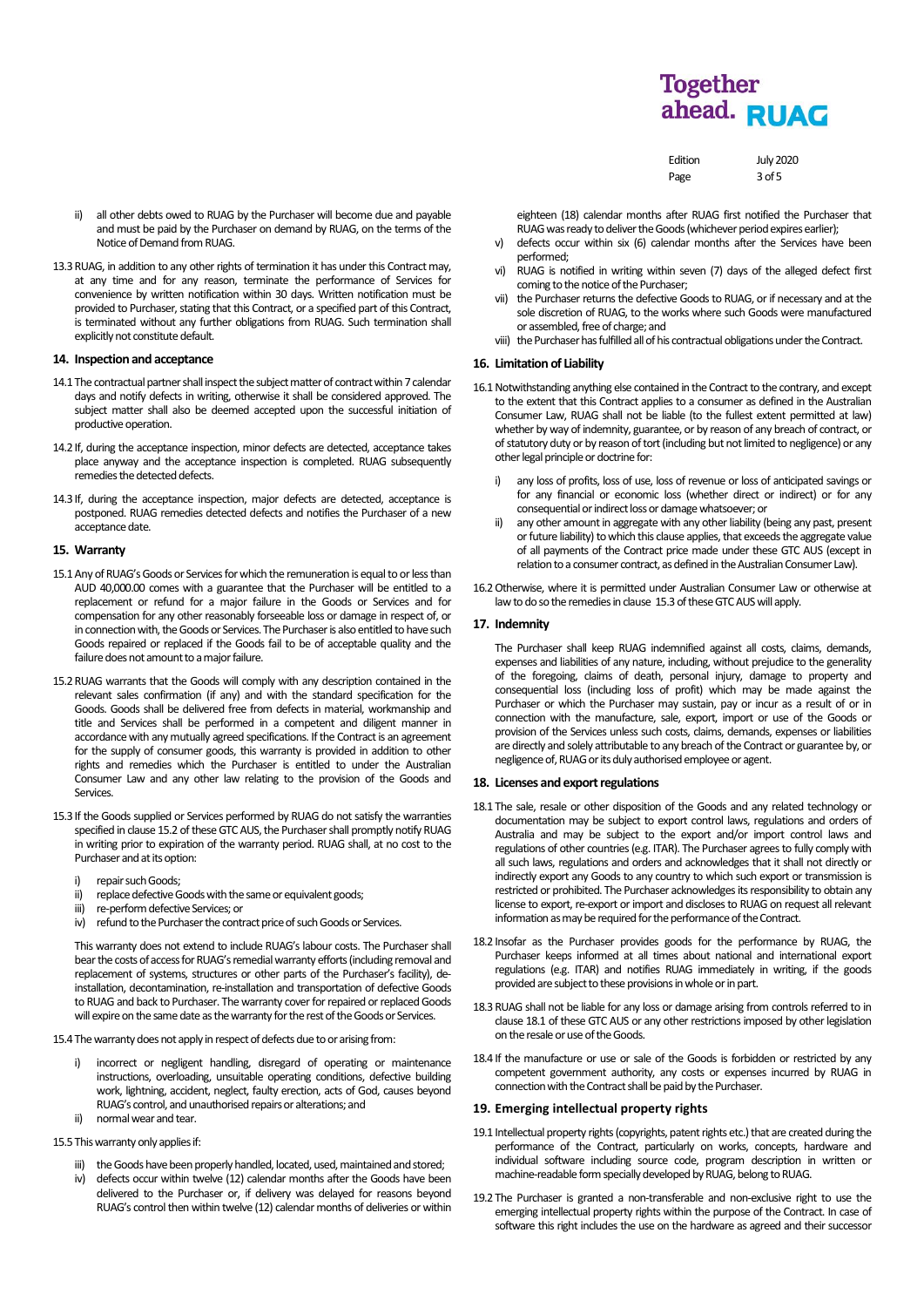ii) all other debts owed to RUAG by the Purchaser will become due and payable and must be paid by the Purchaser on demand by RUAG, on the terms of the Notice of Demand from RUAG.

13.3 RUAG, in addition to any other rights of termination it has under this Contract may, at any time and for any reason, terminate the performance of Services for convenience by written notification within 30 days. Written notification must be provided to Purchaser, stating that this Contract, or a specified part of this Contract, is terminated without any further obligations from RUAG. Such termination shall explicitly not constitute default.

## 14. Inspection and acceptance

14.1 The contractual partner shall inspect the subject matter of contract within 7 calendar days and notify defects in writing, otherwise it shall be considered approved. The subject matter shall also be deemed accepted upon the successful initiation of productive operation.

14.2 If, during the acceptance inspection, minor defects are detected, acceptance takes place anyway and the acceptance inspection is completed. RUAG subsequently remedies the detected defects.

14.3 If, during the acceptance inspection, major defects are detected, acceptance is postponed. RUAG remedies detected defects and notifies the Purchaser of a new acceptance date.

## 15. Warranty

15.1 Any of RUAG's Goods or Services for which the remuneration is equal to or less than AUD 40,000.00 comes with a guarantee that the Purchaser will be entitled to a replacement or refund for a major failure in the Goods or Services and for compensation for any other reasonably forseeable loss or damage in respect of, or in connection with, the Goods or Services. The Purchaser is also entitled to have such Goods repaired or replaced if the Goods fail to be of acceptable quality and the failure does not amount to a major failure.

15.2 RUAG warrants that the Goods will comply with any description contained in the relevant sales confirmation (if any) and with the standard specification for the Goods. Goods shall be delivered free from defects in material, workmanship and title and Services shall be performed in a competent and diligent manner in accordance with any mutually agreed specifications. If the Contract is an agreement for the supply of consumer goods, this warranty is provided in addition to other rights and remedies which the Purchaser is entitled to under the Australian Consumer Law and any other law relating to the provision of the Goods and Services.

15.3 If the Goods supplied or Services performed by RUAG do not satisfy the warranties specified in clause 15.2 of these GTC AUS, the Purchaser shall promptly notify RUAG in writing prior to expiration of the warranty period. RUAG shall, at no cost to the Purchaser and at its option:

i) repair such Goods;
ii) replace defective Goods with the same or equivalent goods;
iii) re-perform defective Services; or
iv) refund to the Purchaser the contract price of such Goods or Services.

This warranty does not extend to include RUAG's labour costs. The Purchaser shall bear the costs of access for RUAG's remedial warranty efforts (including removal and replacement of systems, structures or other parts of the Purchaser's facility), de-installation, decontamination, re-installation and transportation of defective Goods to RUAG and back to Purchaser. The warranty cover for repaired or replaced Goods will expire on the same date as the warranty for the rest of the Goods or Services.

15.4 The warranty does not apply in respect of defects due to or arising from:

i) incorrect or negligent handling, disregard of operating or maintenance instructions, overloading, unsuitable operating conditions, defective building work, lightning, accident, neglect, faulty erection, acts of God, causes beyond RUAG's control, and unauthorised repairs or alterations; and
ii) normal wear and tear.

15.5 This warranty only applies if:

iii) the Goods have been properly handled, located, used, maintained and stored;
iv) defects occur within twelve (12) calendar months after the Goods have been delivered to the Purchaser or, if delivery was delayed for reasons beyond RUAG's control then within twelve (12) calendar months of deliveries or within eighteen (18) calendar months after RUAG first notified the Purchaser that RUAG was ready to deliver the Goods (whichever period expires earlier);
v) defects occur within six (6) calendar months after the Services have been performed;
vi) RUAG is notified in writing within seven (7) days of the alleged defect first coming to the notice of the Purchaser;
vii) the Purchaser returns the defective Goods to RUAG, or if necessary and at the sole discretion of RUAG, to the works where such Goods were manufactured or assembled, free of charge; and
viii) the Purchaser has fulfilled all of his contractual obligations under the Contract.

## 16. Limitation of Liability

16.1 Notwithstanding anything else contained in the Contract to the contrary, and except to the extent that this Contract applies to a consumer as defined in the Australian Consumer Law, RUAG shall not be liable (to the fullest extent permitted at law) whether by way of indemnity, guarantee, or by reason of any breach of contract, or of statutory duty or by reason of tort (including but not limited to negligence) or any other legal principle or doctrine for:

i) any loss of profits, loss of use, loss of revenue or loss of anticipated savings or for any financial or economic loss (whether direct or indirect) or for any consequential or indirect loss or damage whatsoever; or
ii) any other amount in aggregate with any other liability (being any past, present or future liability) to which this clause applies, that exceeds the aggregate value of all payments of the Contract price made under these GTC AUS (except in relation to a consumer contract, as defined in the Australian Consumer Law).

16.2 Otherwise, where it is permitted under Australian Consumer Law or otherwise at law to do so the remedies in clause 15.3 of these GTC AUS will apply.

## 17. Indemnity

The Purchaser shall keep RUAG indemnified against all costs, claims, demands, expenses and liabilities of any nature, including, without prejudice to the generality of the foregoing, claims of death, personal injury, damage to property and consequential loss (including loss of profit) which may be made against the Purchaser or which the Purchaser may sustain, pay or incur as a result of or in connection with the manufacture, sale, export, import or use of the Goods or provision of the Services unless such costs, claims, demands, expenses or liabilities are directly and solely attributable to any breach of the Contract or guarantee by, or negligence of, RUAG or its duly authorised employee or agent.

## 18. Licenses and export regulations

18.1 The sale, resale or other disposition of the Goods and any related technology or documentation may be subject to export control laws, regulations and orders of Australia and may be subject to the export and/or import control laws and regulations of other countries (e.g. ITAR). The Purchaser agrees to fully comply with all such laws, regulations and orders and acknowledges that it shall not directly or indirectly export any Goods to any country to which such export or transmission is restricted or prohibited. The Purchaser acknowledges its responsibility to obtain any license to export, re-export or import and discloses to RUAG on request all relevant information as may be required for the performance of the Contract.

18.2 Insofar as the Purchaser provides goods for the performance by RUAG, the Purchaser keeps informed at all times about national and international export regulations (e.g. ITAR) and notifies RUAG immediately in writing, if the goods provided are subject to these provisions in whole or in part.

18.3 RUAG shall not be liable for any loss or damage arising from controls referred to in clause 18.1 of these GTC AUS or any other restrictions imposed by other legislation on the resale or use of the Goods.

18.4 If the manufacture or use or sale of the Goods is forbidden or restricted by any competent government authority, any costs or expenses incurred by RUAG in connection with the Contract shall be paid by the Purchaser.

## 19. Emerging intellectual property rights

19.1 Intellectual property rights (copyrights, patent rights etc.) that are created during the performance of the Contract, particularly on works, concepts, hardware and individual software including source code, program description in written or machine-readable form specially developed by RUAG, belong to RUAG.

19.2 The Purchaser is granted a non-transferable and non-exclusive right to use the emerging intellectual property rights within the purpose of the Contract. In case of software this right includes the use on the hardware as agreed and their successor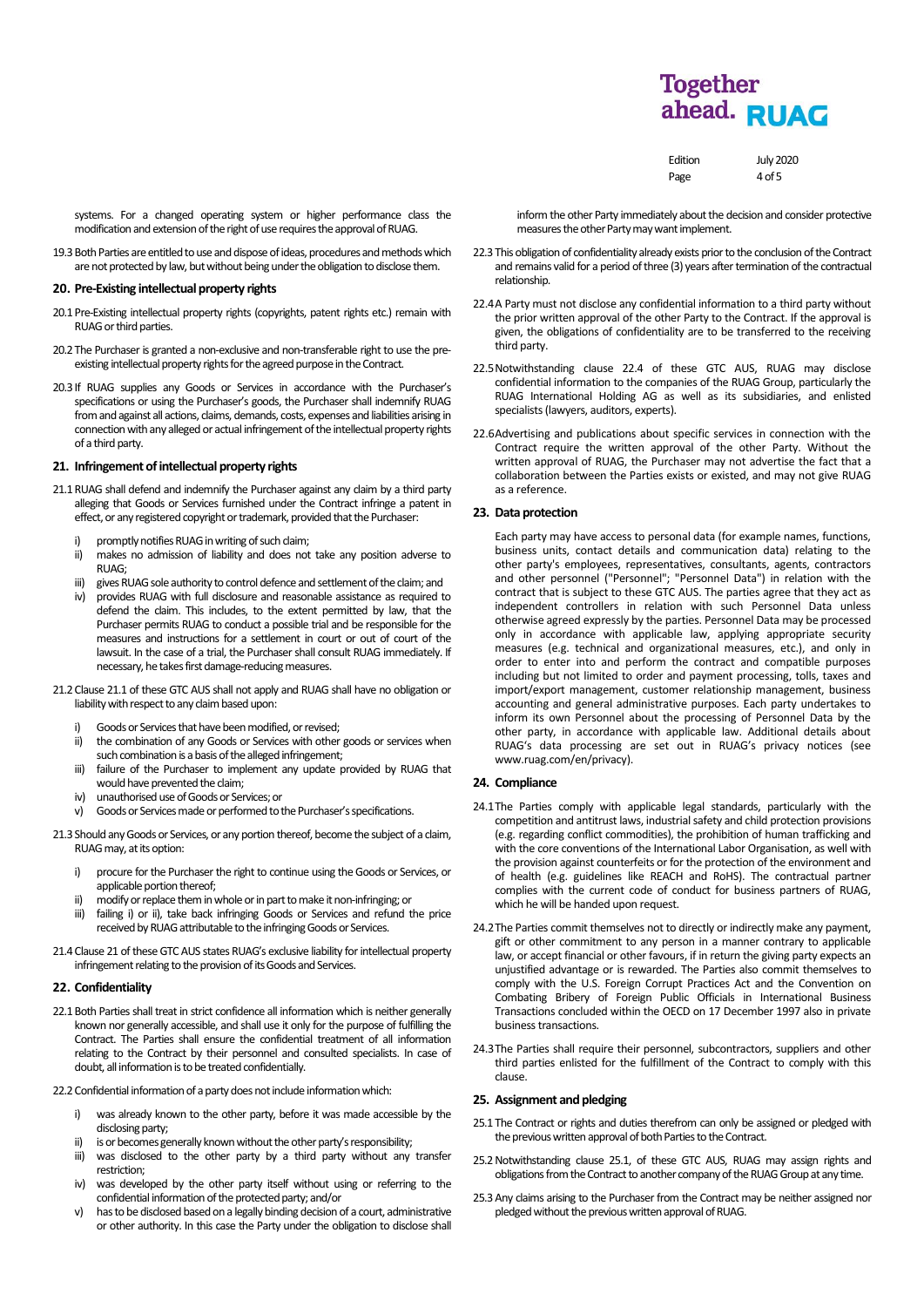systems. For a changed operating system or higher performance class the modification and extension of the right of use requires the approval of RUAG.

19.3 Both Parties are entitled to use and dispose of ideas, procedures and methods which are not protected by law, but without being under the obligation to disclose them.

## 20. Pre-Existing intellectual property rights

20.1 Pre-Existing intellectual property rights (copyrights, patent rights etc.) remain with RUAG or third parties.

20.2 The Purchaser is granted a non-exclusive and non-transferable right to use the pre-existing intellectual property rights for the agreed purpose in the Contract.

20.3 If RUAG supplies any Goods or Services in accordance with the Purchaser's specifications or using the Purchaser's goods, the Purchaser shall indemnify RUAG from and against all actions, claims, demands, costs, expenses and liabilities arising in connection with any alleged or actual infringement of the intellectual property rights of a third party.

## 21. Infringement of intellectual property rights

21.1 RUAG shall defend and indemnify the Purchaser against any claim by a third party alleging that Goods or Services furnished under the Contract infringe a patent in effect, or any registered copyright or trademark, provided that the Purchaser:

i) promptly notifies RUAG in writing of such claim;
ii) makes no admission of liability and does not take any position adverse to RUAG;
iii) gives RUAG sole authority to control defence and settlement of the claim; and
iv) provides RUAG with full disclosure and reasonable assistance as required to defend the claim. This includes, to the extent permitted by law, that the Purchaser permits RUAG to conduct a possible trial and be responsible for the measures and instructions for a settlement in court or out of court of the lawsuit. In the case of a trial, the Purchaser shall consult RUAG immediately. If necessary, he takes first damage-reducing measures.

21.2 Clause 21.1 of these GTC AUS shall not apply and RUAG shall have no obligation or liability with respect to any claim based upon:

i) Goods or Services that have been modified, or revised;
ii) the combination of any Goods or Services with other goods or services when such combination is a basis of the alleged infringement;
iii) failure of the Purchaser to implement any update provided by RUAG that would have prevented the claim;
iv) unauthorised use of Goods or Services; or
v) Goods or Services made or performed to the Purchaser's specifications.

21.3 Should any Goods or Services, or any portion thereof, become the subject of a claim, RUAG may, at its option:

i) procure for the Purchaser the right to continue using the Goods or Services, or applicable portion thereof;
ii) modify or replace them in whole or in part to make it non-infringing; or
iii) failing i) or ii), take back infringing Goods or Services and refund the price received by RUAG attributable to the infringing Goods or Services.

21.4 Clause 21 of these GTC AUS states RUAG's exclusive liability for intellectual property infringement relating to the provision of its Goods and Services.

## 22. Confidentiality

22.1 Both Parties shall treat in strict confidence all information which is neither generally known nor generally accessible, and shall use it only for the purpose of fulfilling the Contract. The Parties shall ensure the confidential treatment of all information relating to the Contract by their personnel and consulted specialists. In case of doubt, all information is to be treated confidentially.

22.2 Confidential information of a party does not include information which:

i) was already known to the other party, before it was made accessible by the disclosing party;
ii) is or becomes generally known without the other party's responsibility;
iii) was disclosed to the other party by a third party without any transfer restriction;
iv) was developed by the other party itself without using or referring to the confidential information of the protected party; and/or
v) has to be disclosed based on a legally binding decision of a court, administrative or other authority. In this case the Party under the obligation to disclose shall inform the other Party immediately about the decision and consider protective measures the other Party may want implement.

22.3 This obligation of confidentiality already exists prior to the conclusion of the Contract and remains valid for a period of three (3) years after termination of the contractual relationship.

22.4 A Party must not disclose any confidential information to a third party without the prior written approval of the other Party to the Contract. If the approval is given, the obligations of confidentiality are to be transferred to the receiving third party.

22.5 Notwithstanding clause 22.4 of these GTC AUS, RUAG may disclose confidential information to the companies of the RUAG Group, particularly the RUAG International Holding AG as well as its subsidiaries, and enlisted specialists (lawyers, auditors, experts).

22.6 Advertising and publications about specific services in connection with the Contract require the written approval of the other Party. Without the written approval of RUAG, the Purchaser may not advertise the fact that a collaboration between the Parties exists or existed, and may not give RUAG as a reference.

## 23. Data protection

Each party may have access to personal data (for example names, functions, business units, contact details and communication data) relating to the other party's employees, representatives, consultants, agents, contractors and other personnel ("Personnel"; "Personnel Data") in relation with the contract that is subject to these GTC AUS. The parties agree that they act as independent controllers in relation with such Personnel Data unless otherwise agreed expressly by the parties. Personnel Data may be processed only in accordance with applicable law, applying appropriate security measures (e.g. technical and organizational measures, etc.), and only in order to enter into and perform the contract and compatible purposes including but not limited to order and payment processing, tolls, taxes and import/export management, customer relationship management, business accounting and general administrative purposes. Each party undertakes to inform its own Personnel about the processing of Personnel Data by the other party, in accordance with applicable law. Additional details about RUAG's data processing are set out in RUAG's privacy notices (see www.ruag.com/en/privacy).

## 24. Compliance

24.1 The Parties comply with applicable legal standards, particularly with the competition and antitrust laws, industrial safety and child protection provisions (e.g. regarding conflict commodities), the prohibition of human trafficking and with the core conventions of the International Labor Organisation, as well with the provision against counterfeits or for the protection of the environment and of health (e.g. guidelines like REACH and RoHS). The contractual partner complies with the current code of conduct for business partners of RUAG, which he will be handed upon request.

24.2 The Parties commit themselves not to directly or indirectly make any payment, gift or other commitment to any person in a manner contrary to applicable law, or accept financial or other favours, if in return the giving party expects an unjustified advantage or is rewarded. The Parties also commit themselves to comply with the U.S. Foreign Corrupt Practices Act and the Convention on Combating Bribery of Foreign Public Officials in International Business Transactions concluded within the OECD on 17 December 1997 also in private business transactions.

24.3 The Parties shall require their personnel, subcontractors, suppliers and other third parties enlisted for the fulfillment of the Contract to comply with this clause.

## 25. Assignment and pledging

25.1 The Contract or rights and duties therefrom can only be assigned or pledged with the previous written approval of both Parties to the Contract.

25.2 Notwithstanding clause 25.1, of these GTC AUS, RUAG may assign rights and obligations from the Contract to another company of the RUAG Group at any time.

25.3 Any claims arising to the Purchaser from the Contract may be neither assigned nor pledged without the previous written approval of RUAG.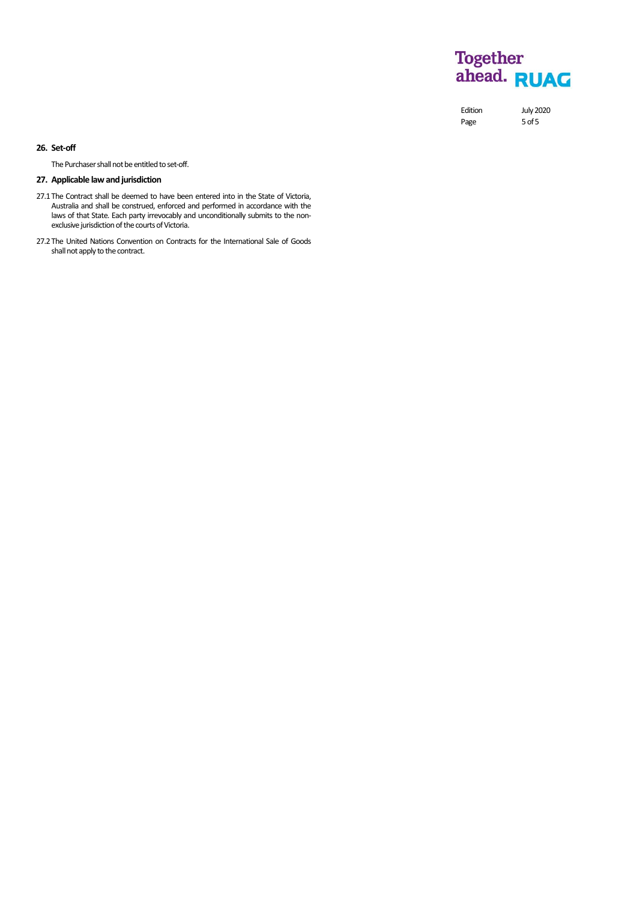## 26. Set-off

The Purchaser shall not be entitled to set-off.

## 27. Applicable law and jurisdiction

27.1 The Contract shall be deemed to have been entered into in the State of Victoria, Australia and shall be construed, enforced and performed in accordance with the laws of that State. Each party irrevocably and unconditionally submits to the non-exclusive jurisdiction of the courts of Victoria.

27.2 The United Nations Convention on Contracts for the International Sale of Goods shall not apply to the contract.